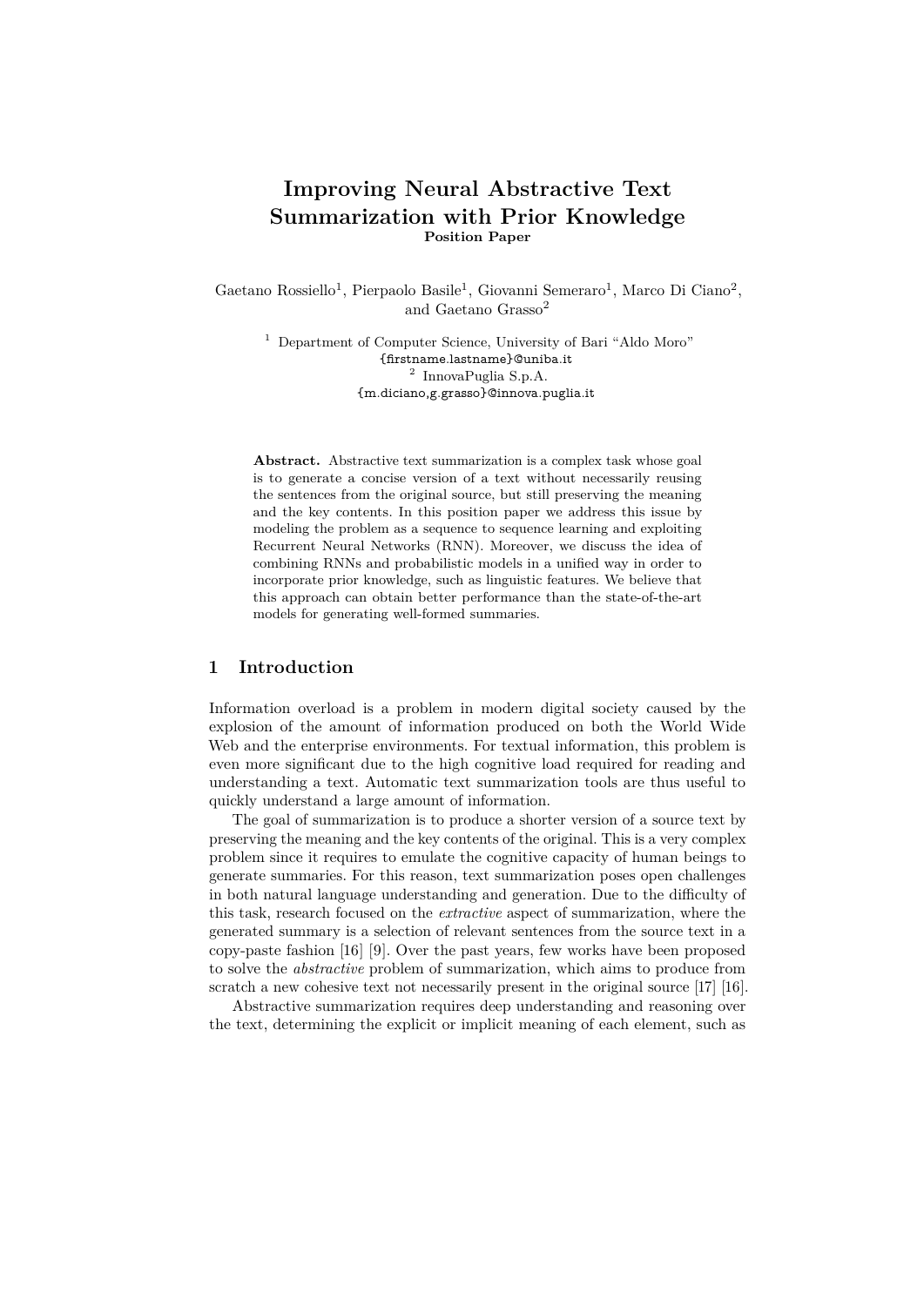# Improving Neural Abstractive Text Summarization with Prior Knowledge

**Position Paper**

Gaetano Rossiello[1], Pierpaolo Basile[1], Giovanni Semeraro[1], Marco Di Ciano[2], and Gaetano Grasso[2]

[1] Department of Computer Science, University of Bari "Aldo Moro"
{firstname.lastname}@uniba.it
[2] InnovaPuglia S.p.A.
{m.diciano,g.grasso}@innova.puglia.it

**Abstract.** Abstractive text summarization is a complex task whose goal is to generate a concise version of a text without necessarily reusing the sentences from the original source, but still preserving the meaning and the key contents. In this position paper we address this issue by modeling the problem as a sequence to sequence learning and exploiting Recurrent Neural Networks (RNN). Moreover, we discuss the idea of combining RNNs and probabilistic models in a unified way in order to incorporate prior knowledge, such as linguistic features. We believe that this approach can obtain better performance than the state-of-the-art models for generating well-formed summaries.

## 1 Introduction

Information overload is a problem in modern digital society caused by the explosion of the amount of information produced on both the World Wide Web and the enterprise environments. For textual information, this problem is even more significant due to the high cognitive load required for reading and understanding a text. Automatic text summarization tools are thus useful to quickly understand a large amount of information.

The goal of summarization is to produce a shorter version of a source text by preserving the meaning and the key contents of the original. This is a very complex problem since it requires to emulate the cognitive capacity of human beings to generate summaries. For this reason, text summarization poses open challenges in both natural language understanding and generation. Due to the difficulty of this task, research focused on the *extractive* aspect of summarization, where the generated summary is a selection of relevant sentences from the source text in a copy-paste fashion [16] [9]. Over the past years, few works have been proposed to solve the *abstractive* problem of summarization, which aims to produce from scratch a new cohesive text not necessarily present in the original source [17] [16].

Abstractive summarization requires deep understanding and reasoning over the text, determining the explicit or implicit meaning of each element, such as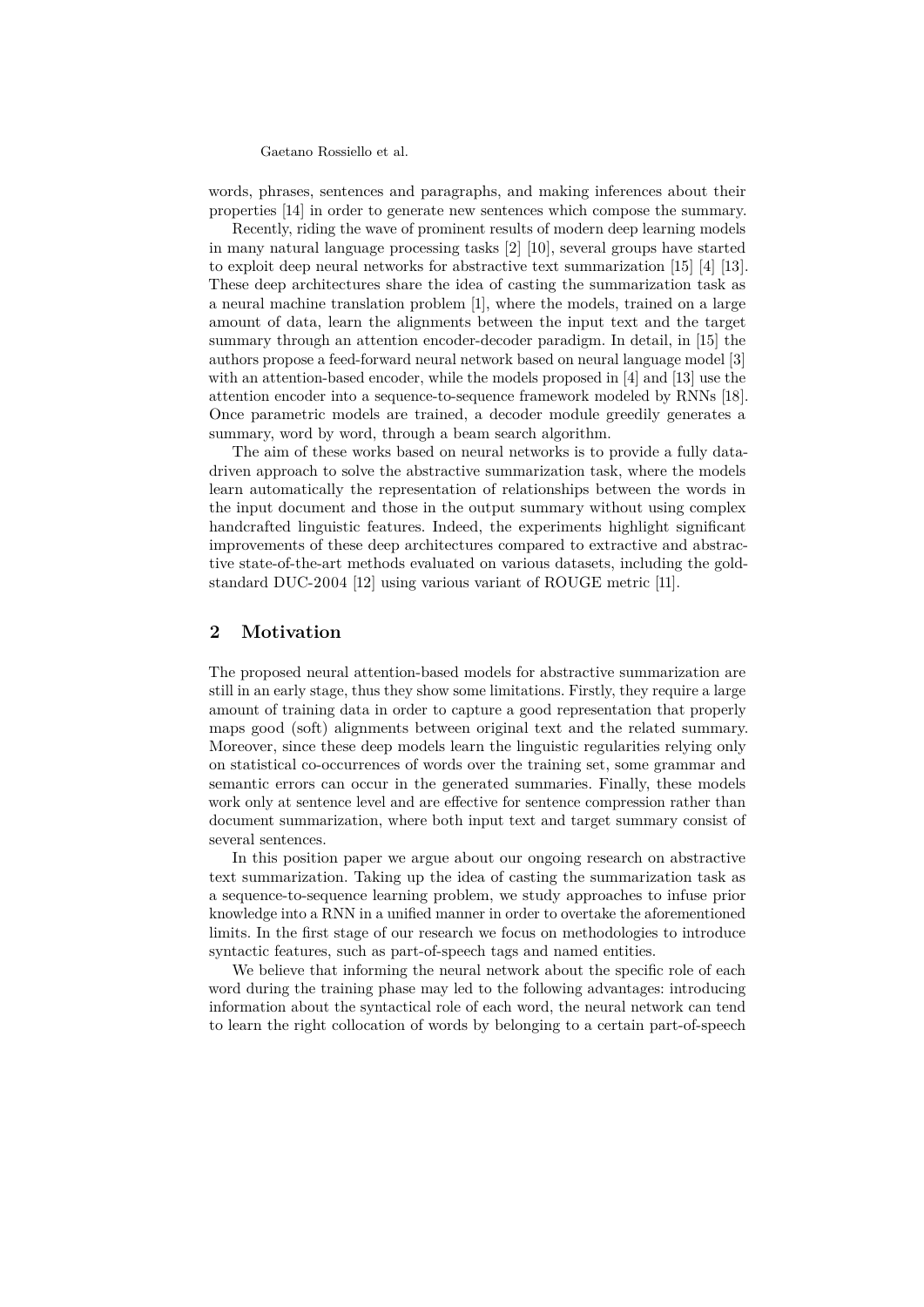words, phrases, sentences and paragraphs, and making inferences about their properties [14] in order to generate new sentences which compose the summary.

Recently, riding the wave of prominent results of modern deep learning models in many natural language processing tasks [2] [10], several groups have started to exploit deep neural networks for abstractive text summarization [15] [4] [13]. These deep architectures share the idea of casting the summarization task as a neural machine translation problem [1], where the models, trained on a large amount of data, learn the alignments between the input text and the target summary through an attention encoder-decoder paradigm. In detail, in [15] the authors propose a feed-forward neural network based on neural language model [3] with an attention-based encoder, while the models proposed in [4] and [13] use the attention encoder into a sequence-to-sequence framework modeled by RNNs [18]. Once parametric models are trained, a decoder module greedily generates a summary, word by word, through a beam search algorithm.

The aim of these works based on neural networks is to provide a fully data-driven approach to solve the abstractive summarization task, where the models learn automatically the representation of relationships between the words in the input document and those in the output summary without using complex handcrafted linguistic features. Indeed, the experiments highlight significant improvements of these deep architectures compared to extractive and abstractive state-of-the-art methods evaluated on various datasets, including the gold-standard DUC-2004 [12] using various variant of ROUGE metric [11].

## 2 Motivation

The proposed neural attention-based models for abstractive summarization are still in an early stage, thus they show some limitations. Firstly, they require a large amount of training data in order to capture a good representation that properly maps good (soft) alignments between original text and the related summary. Moreover, since these deep models learn the linguistic regularities relying only on statistical co-occurrences of words over the training set, some grammar and semantic errors can occur in the generated summaries. Finally, these models work only at sentence level and are effective for sentence compression rather than document summarization, where both input text and target summary consist of several sentences.

In this position paper we argue about our ongoing research on abstractive text summarization. Taking up the idea of casting the summarization task as a sequence-to-sequence learning problem, we study approaches to infuse prior knowledge into a RNN in a unified manner in order to overtake the aforementioned limits. In the first stage of our research we focus on methodologies to introduce syntactic features, such as part-of-speech tags and named entities.

We believe that informing the neural network about the specific role of each word during the training phase may led to the following advantages: introducing information about the syntactical role of each word, the neural network can tend to learn the right collocation of words by belonging to a certain part-of-speech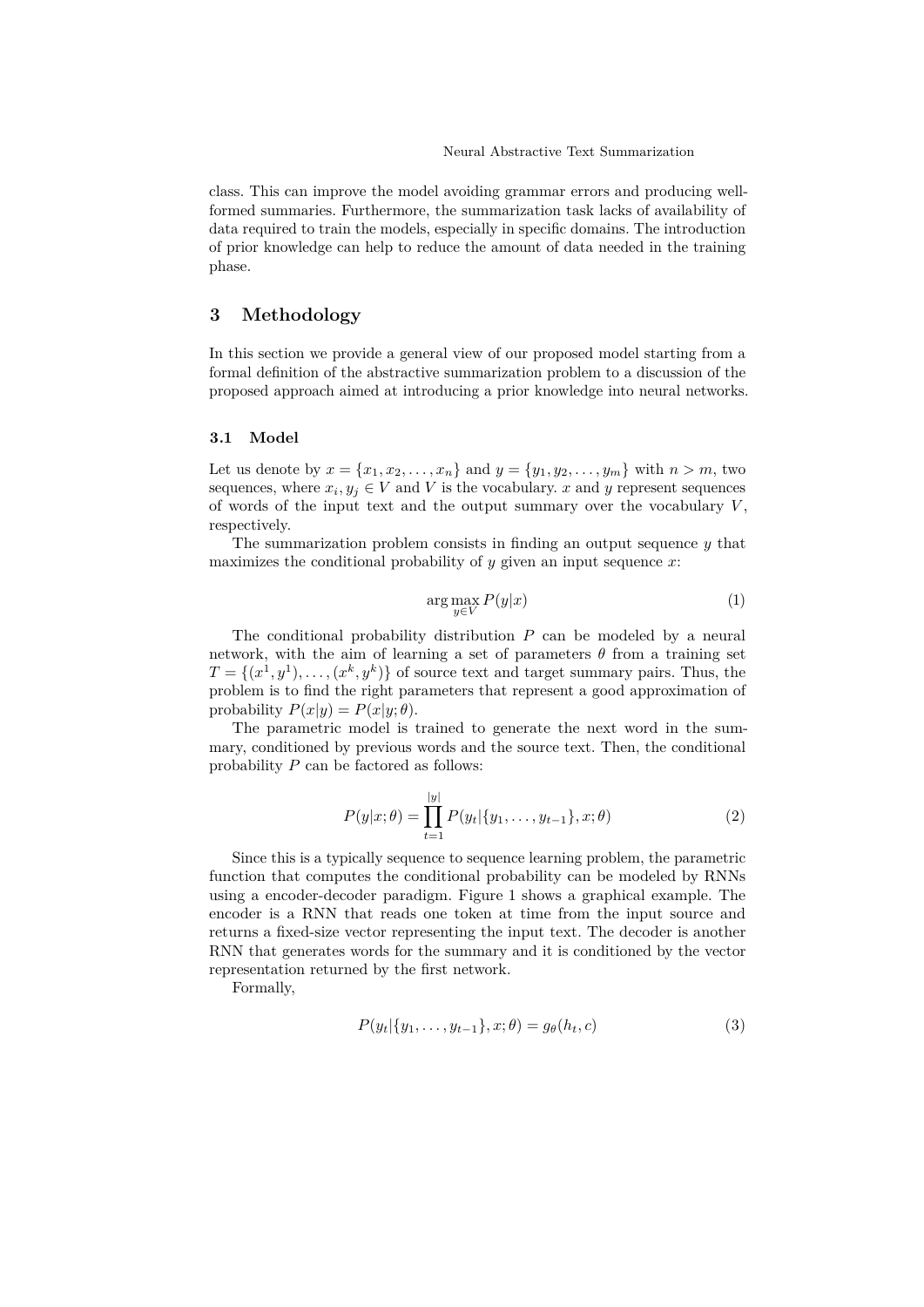class. This can improve the model avoiding grammar errors and producing well-formed summaries. Furthermore, the summarization task lacks of availability of data required to train the models, especially in specific domains. The introduction of prior knowledge can help to reduce the amount of data needed in the training phase.

## 3 Methodology

In this section we provide a general view of our proposed model starting from a formal definition of the abstractive summarization problem to a discussion of the proposed approach aimed at introducing a prior knowledge into neural networks.

### 3.1 Model

Let us denote by $x = \{x_1, x_2, \ldots, x_n\}$ and $y = \{y_1, y_2, \ldots, y_m\}$ with $n > m$, two sequences, where $x_i, y_j \in V$ and $V$ is the vocabulary. $x$ and $y$ represent sequences of words of the input text and the output summary over the vocabulary $V$, respectively.

The summarization problem consists in finding an output sequence $y$ that maximizes the conditional probability of $y$ given an input sequence $x$:

$$\arg\max_{y \in V} P(y|x) \tag{1}$$

The conditional probability distribution $P$ can be modeled by a neural network, with the aim of learning a set of parameters $\theta$ from a training set $T = \{(x^1, y^1), \ldots, (x^k, y^k)\}$ of source text and target summary pairs. Thus, the problem is to find the right parameters that represent a good approximation of probability $P(x|y) = P(x|y;\theta)$.

The parametric model is trained to generate the next word in the summary, conditioned by previous words and the source text. Then, the conditional probability $P$ can be factored as follows:

$$P(y|x;\theta) = \prod_{t=1}^{|y|} P(y_t|\{y_1, \ldots, y_{t-1}\}, x; \theta) \tag{2}$$

Since this is a typically sequence to sequence learning problem, the parametric function that computes the conditional probability can be modeled by RNNs using a encoder-decoder paradigm. Figure 1 shows a graphical example. The encoder is a RNN that reads one token at time from the input source and returns a fixed-size vector representing the input text. The decoder is another RNN that generates words for the summary and it is conditioned by the vector representation returned by the first network.

Formally,

$$P(y_t|\{y_1, \ldots, y_{t-1}\}, x; \theta) = g_\theta(h_t, c) \tag{3}$$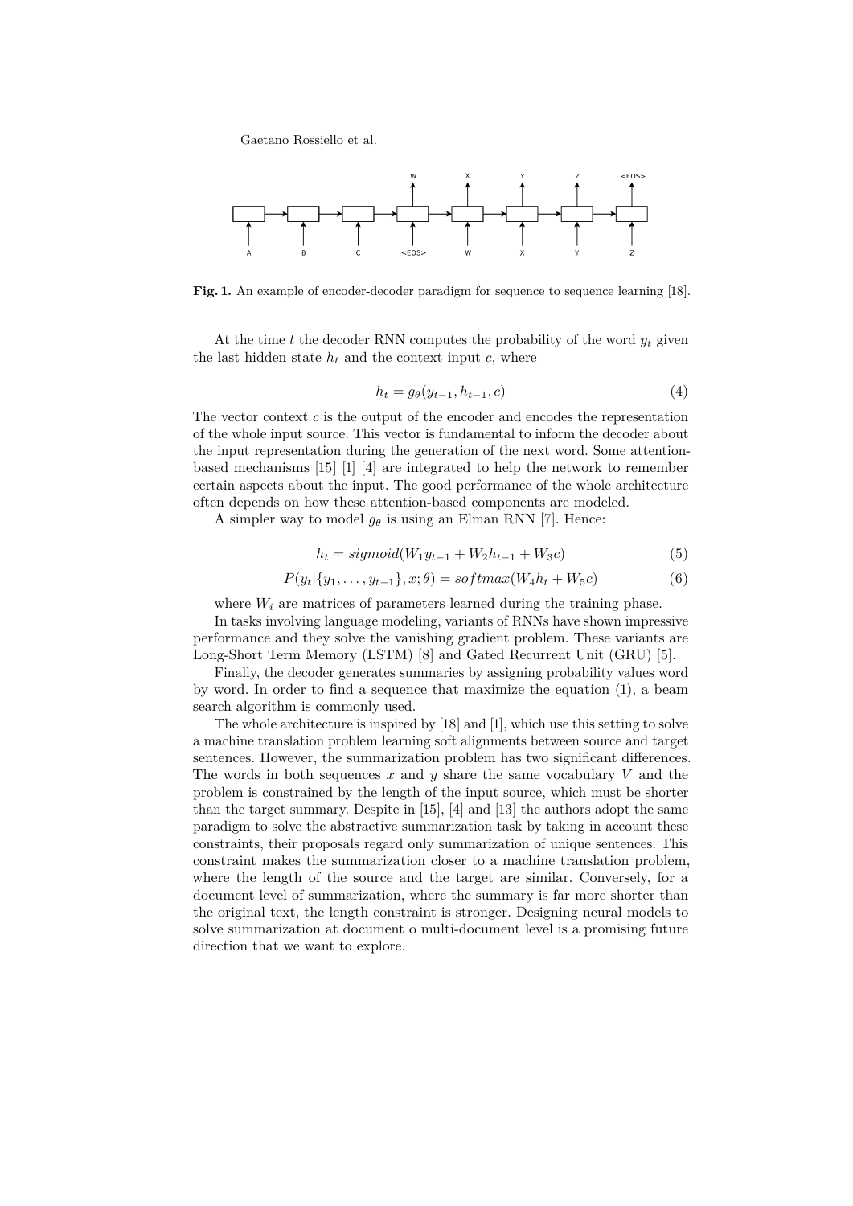W X Y Z <EOS>

A B C <EOS> W X Y Z

**Fig. 1.** An example of encoder-decoder paradigm for sequence to sequence learning [18].

At the time $t$ the decoder RNN computes the probability of the word $y_t$ given the last hidden state $h_t$ and the context input $c$, where

$$h_t = g_\theta(y_{t-1}, h_{t-1}, c) \tag{4}$$

The vector context $c$ is the output of the encoder and encodes the representation of the whole input source. This vector is fundamental to inform the decoder about the input representation during the generation of the next word. Some attention-based mechanisms [15] [1] [4] are integrated to help the network to remember certain aspects about the input. The good performance of the whole architecture often depends on how these attention-based components are modeled.

A simpler way to model $g_\theta$ is using an Elman RNN [7]. Hence:

$$h_t = sigmoid(W_1 y_{t-1} + W_2 h_{t-1} + W_3 c) \tag{5}$$

$$P(y_t | \{y_1, \ldots, y_{t-1}\}, x; \theta) = softmax(W_4 h_t + W_5 c) \tag{6}$$

where $W_i$ are matrices of parameters learned during the training phase.

In tasks involving language modeling, variants of RNNs have shown impressive performance and they solve the vanishing gradient problem. These variants are Long-Short Term Memory (LSTM) [8] and Gated Recurrent Unit (GRU) [5].

Finally, the decoder generates summaries by assigning probability values word by word. In order to find a sequence that maximize the equation (1), a beam search algorithm is commonly used.

The whole architecture is inspired by [18] and [1], which use this setting to solve a machine translation problem learning soft alignments between source and target sentences. However, the summarization problem has two significant differences. The words in both sequences $x$ and $y$ share the same vocabulary $V$ and the problem is constrained by the length of the input source, which must be shorter than the target summary. Despite in [15], [4] and [13] the authors adopt the same paradigm to solve the abstractive summarization task by taking in account these constraints, their proposals regard only summarization of unique sentences. This constraint makes the summarization closer to a machine translation problem, where the length of the source and the target are similar. Conversely, for a document level of summarization, where the summary is far more shorter than the original text, the length constraint is stronger. Designing neural models to solve summarization at document o multi-document level is a promising future direction that we want to explore.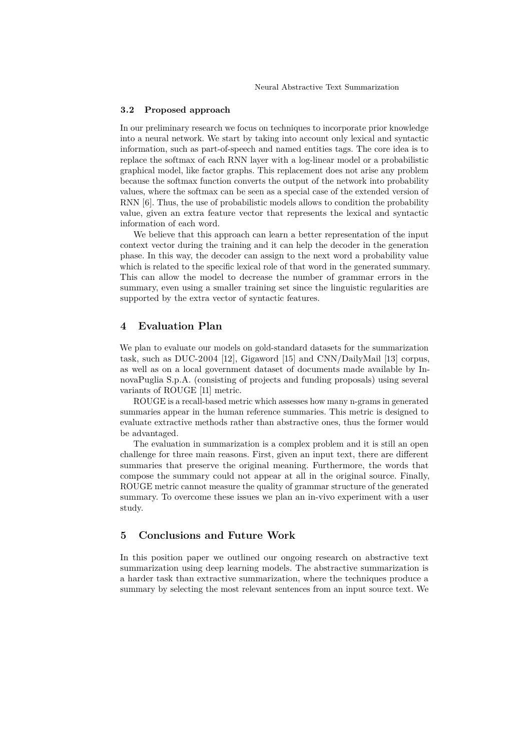### 3.2 Proposed approach

In our preliminary research we focus on techniques to incorporate prior knowledge into a neural network. We start by taking into account only lexical and syntactic information, such as part-of-speech and named entities tags. The core idea is to replace the softmax of each RNN layer with a log-linear model or a probabilistic graphical model, like factor graphs. This replacement does not arise any problem because the softmax function converts the output of the network into probability values, where the softmax can be seen as a special case of the extended version of RNN [6]. Thus, the use of probabilistic models allows to condition the probability value, given an extra feature vector that represents the lexical and syntactic information of each word.

We believe that this approach can learn a better representation of the input context vector during the training and it can help the decoder in the generation phase. In this way, the decoder can assign to the next word a probability value which is related to the specific lexical role of that word in the generated summary. This can allow the model to decrease the number of grammar errors in the summary, even using a smaller training set since the linguistic regularities are supported by the extra vector of syntactic features.

## 4 Evaluation Plan

We plan to evaluate our models on gold-standard datasets for the summarization task, such as DUC-2004 [12], Gigaword [15] and CNN/DailyMail [13] corpus, as well as on a local government dataset of documents made available by InnovaPuglia S.p.A. (consisting of projects and funding proposals) using several variants of ROUGE [11] metric.

ROUGE is a recall-based metric which assesses how many n-grams in generated summaries appear in the human reference summaries. This metric is designed to evaluate extractive methods rather than abstractive ones, thus the former would be advantaged.

The evaluation in summarization is a complex problem and it is still an open challenge for three main reasons. First, given an input text, there are different summaries that preserve the original meaning. Furthermore, the words that compose the summary could not appear at all in the original source. Finally, ROUGE metric cannot measure the quality of grammar structure of the generated summary. To overcome these issues we plan an in-vivo experiment with a user study.

## 5 Conclusions and Future Work

In this position paper we outlined our ongoing research on abstractive text summarization using deep learning models. The abstractive summarization is a harder task than extractive summarization, where the techniques produce a summary by selecting the most relevant sentences from an input source text. We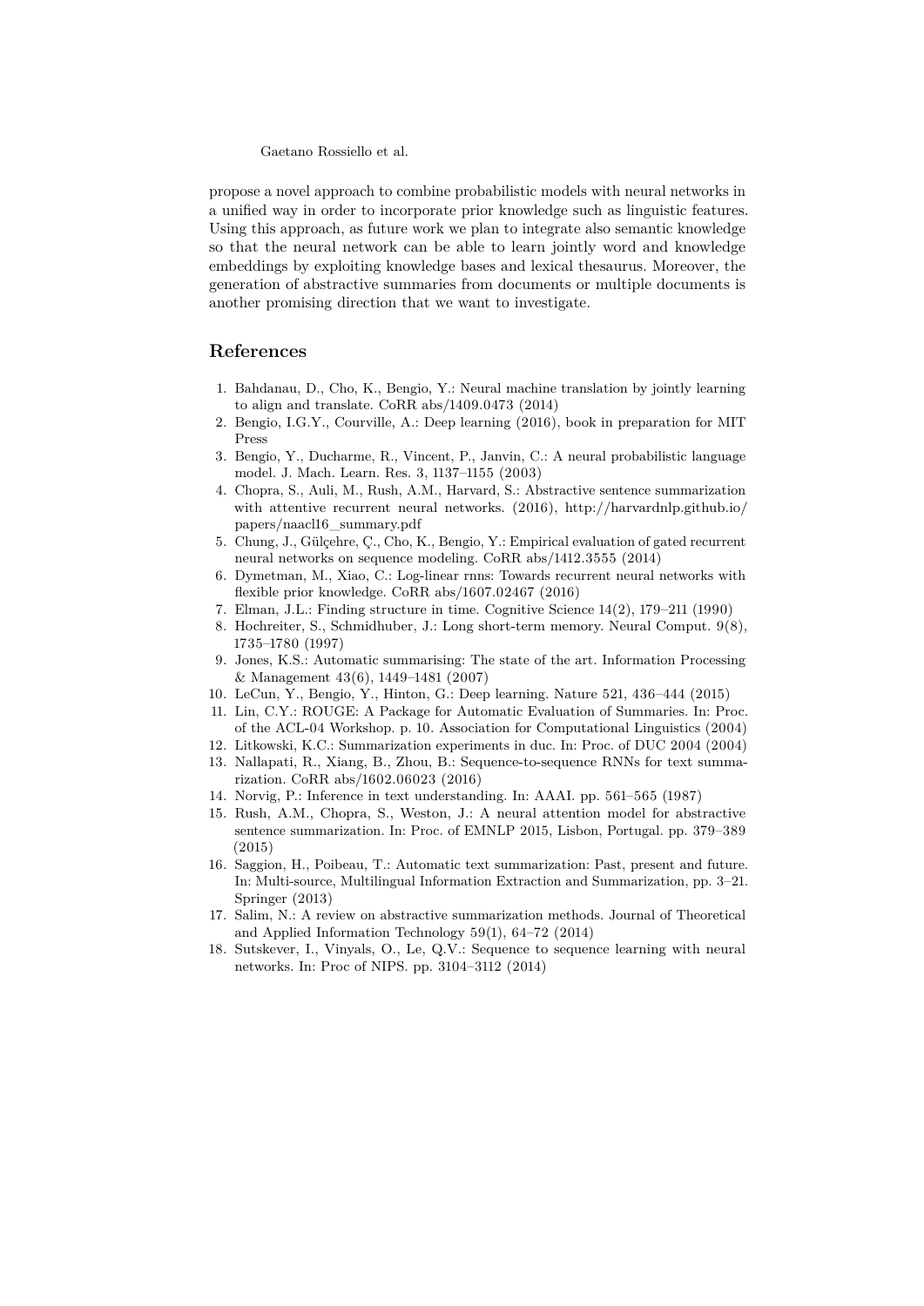propose a novel approach to combine probabilistic models with neural networks in a unified way in order to incorporate prior knowledge such as linguistic features. Using this approach, as future work we plan to integrate also semantic knowledge so that the neural network can be able to learn jointly word and knowledge embeddings by exploiting knowledge bases and lexical thesaurus. Moreover, the generation of abstractive summaries from documents or multiple documents is another promising direction that we want to investigate.

## References

1. Bahdanau, D., Cho, K., Bengio, Y.: Neural machine translation by jointly learning to align and translate. CoRR abs/1409.0473 (2014)
2. Bengio, I.G.Y., Courville, A.: Deep learning (2016), book in preparation for MIT Press
3. Bengio, Y., Ducharme, R., Vincent, P., Janvin, C.: A neural probabilistic language model. J. Mach. Learn. Res. 3, 1137–1155 (2003)
4. Chopra, S., Auli, M., Rush, A.M., Harvard, S.: Abstractive sentence summarization with attentive recurrent neural networks. (2016), http://harvardnlp.github.io/papers/naacl16_summary.pdf
5. Chung, J., Gülçehre, Ç., Cho, K., Bengio, Y.: Empirical evaluation of gated recurrent neural networks on sequence modeling. CoRR abs/1412.3555 (2014)
6. Dymetman, M., Xiao, C.: Log-linear rnns: Towards recurrent neural networks with flexible prior knowledge. CoRR abs/1607.02467 (2016)
7. Elman, J.L.: Finding structure in time. Cognitive Science 14(2), 179–211 (1990)
8. Hochreiter, S., Schmidhuber, J.: Long short-term memory. Neural Comput. 9(8), 1735–1780 (1997)
9. Jones, K.S.: Automatic summarising: The state of the art. Information Processing & Management 43(6), 1449–1481 (2007)
10. LeCun, Y., Bengio, Y., Hinton, G.: Deep learning. Nature 521, 436–444 (2015)
11. Lin, C.Y.: ROUGE: A Package for Automatic Evaluation of Summaries. In: Proc. of the ACL-04 Workshop. p. 10. Association for Computational Linguistics (2004)
12. Litkowski, K.C.: Summarization experiments in duc. In: Proc. of DUC 2004 (2004)
13. Nallapati, R., Xiang, B., Zhou, B.: Sequence-to-sequence RNNs for text summarization. CoRR abs/1602.06023 (2016)
14. Norvig, P.: Inference in text understanding. In: AAAI. pp. 561–565 (1987)
15. Rush, A.M., Chopra, S., Weston, J.: A neural attention model for abstractive sentence summarization. In: Proc. of EMNLP 2015, Lisbon, Portugal. pp. 379–389 (2015)
16. Saggion, H., Poibeau, T.: Automatic text summarization: Past, present and future. In: Multi-source, Multilingual Information Extraction and Summarization, pp. 3–21. Springer (2013)
17. Salim, N.: A review on abstractive summarization methods. Journal of Theoretical and Applied Information Technology 59(1), 64–72 (2014)
18. Sutskever, I., Vinyals, O., Le, Q.V.: Sequence to sequence learning with neural networks. In: Proc of NIPS. pp. 3104–3112 (2014)